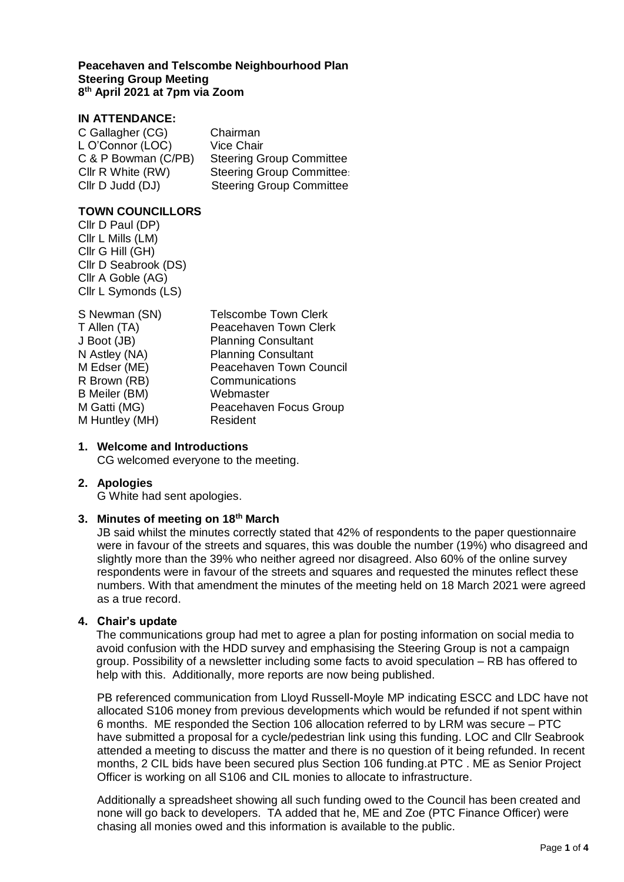**Peacehaven and Telscombe Neighbourhood Plan**
**Steering Group Meeting**
**8th April 2021 at 7pm via Zoom**

## IN ATTENDANCE:

| | |
|---|---|
| C Gallagher (CG) | Chairman |
| L O'Connor (LOC) | Vice Chair |
| C & P Bowman (C/PB) | Steering Group Committee |
| Cllr R White (RW) | Steering Group Committee |
| Cllr D Judd (DJ) | Steering Group Committee |

## TOWN COUNCILLORS

Cllr D Paul (DP)
Cllr L Mills (LM)
Cllr G Hill (GH)
Cllr D Seabrook (DS)
Cllr A Goble (AG)
Cllr L Symonds (LS)

| | |
|---|---|
| S Newman (SN) | Telscombe Town Clerk |
| T Allen (TA) | Peacehaven Town Clerk |
| J Boot (JB) | Planning Consultant |
| N Astley (NA) | Planning Consultant |
| M Edser (ME) | Peacehaven Town Council |
| R Brown (RB) | Communications |
| B Meiler (BM) | Webmaster |
| M Gatti (MG) | Peacehaven Focus Group |
| M Huntley (MH) | Resident |

1. **Welcome and Introductions**
   CG welcomed everyone to the meeting.

2. **Apologies**
   G White had sent apologies.

3. **Minutes of meeting on 18th March**
   JB said whilst the minutes correctly stated that 42% of respondents to the paper questionnaire were in favour of the streets and squares, this was double the number (19%) who disagreed and slightly more than the 39% who neither agreed nor disagreed. Also 60% of the online survey respondents were in favour of the streets and squares and requested the minutes reflect these numbers. With that amendment the minutes of the meeting held on 18 March 2021 were agreed as a true record.

4. **Chair's update**
   The communications group had met to agree a plan for posting information on social media to avoid confusion with the HDD survey and emphasising the Steering Group is not a campaign group. Possibility of a newsletter including some facts to avoid speculation – RB has offered to help with this. Additionally, more reports are now being published.

   PB referenced communication from Lloyd Russell-Moyle MP indicating ESCC and LDC have not allocated S106 money from previous developments which would be refunded if not spent within 6 months. ME responded the Section 106 allocation referred to by LRM was secure – PTC have submitted a proposal for a cycle/pedestrian link using this funding. LOC and Cllr Seabrook attended a meeting to discuss the matter and there is no question of it being refunded. In recent months, 2 CIL bids have been secured plus Section 106 funding.at PTC . ME as Senior Project Officer is working on all S106 and CIL monies to allocate to infrastructure.

   Additionally a spreadsheet showing all such funding owed to the Council has been created and none will go back to developers. TA added that he, ME and Zoe (PTC Finance Officer) were chasing all monies owed and this information is available to the public.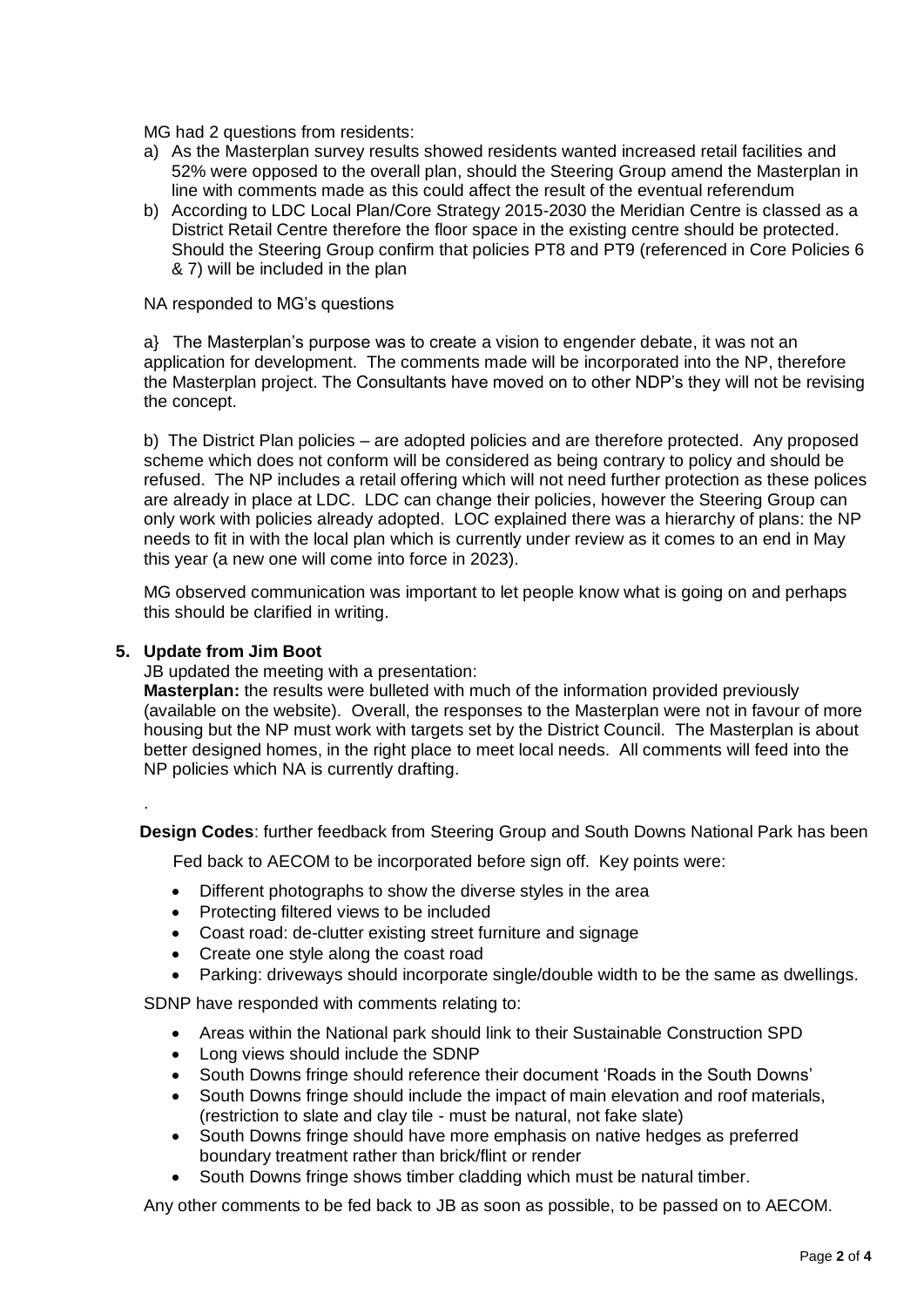MG had 2 questions from residents:

a) As the Masterplan survey results showed residents wanted increased retail facilities and 52% were opposed to the overall plan, should the Steering Group amend the Masterplan in line with comments made as this could affect the result of the eventual referendum
b) According to LDC Local Plan/Core Strategy 2015-2030 the Meridian Centre is classed as a District Retail Centre therefore the floor space in the existing centre should be protected. Should the Steering Group confirm that policies PT8 and PT9 (referenced in Core Policies 6 & 7) will be included in the plan

NA responded to MG's questions

a} The Masterplan's purpose was to create a vision to engender debate, it was not an application for development. The comments made will be incorporated into the NP, therefore the Masterplan project. The Consultants have moved on to other NDP's they will not be revising the concept.

b) The District Plan policies – are adopted policies and are therefore protected. Any proposed scheme which does not conform will be considered as being contrary to policy and should be refused. The NP includes a retail offering which will not need further protection as these polices are already in place at LDC. LDC can change their policies, however the Steering Group can only work with policies already adopted. LOC explained there was a hierarchy of plans: the NP needs to fit in with the local plan which is currently under review as it comes to an end in May this year (a new one will come into force in 2023).

MG observed communication was important to let people know what is going on and perhaps this should be clarified in writing.

## 5. Update from Jim Boot

JB updated the meeting with a presentation:

**Masterplan:** the results were bulleted with much of the information provided previously (available on the website). Overall, the responses to the Masterplan were not in favour of more housing but the NP must work with targets set by the District Council. The Masterplan is about better designed homes, in the right place to meet local needs. All comments will feed into the NP policies which NA is currently drafting.

.

**Design Codes**: further feedback from Steering Group and South Downs National Park has been Fed back to AECOM to be incorporated before sign off. Key points were:

- Different photographs to show the diverse styles in the area
- Protecting filtered views to be included
- Coast road: de-clutter existing street furniture and signage
- Create one style along the coast road
- Parking: driveways should incorporate single/double width to be the same as dwellings.

SDNP have responded with comments relating to:

- Areas within the National park should link to their Sustainable Construction SPD
- Long views should include the SDNP
- South Downs fringe should reference their document 'Roads in the South Downs'
- South Downs fringe should include the impact of main elevation and roof materials, (restriction to slate and clay tile - must be natural, not fake slate)
- South Downs fringe should have more emphasis on native hedges as preferred boundary treatment rather than brick/flint or render
- South Downs fringe shows timber cladding which must be natural timber.

Any other comments to be fed back to JB as soon as possible, to be passed on to AECOM.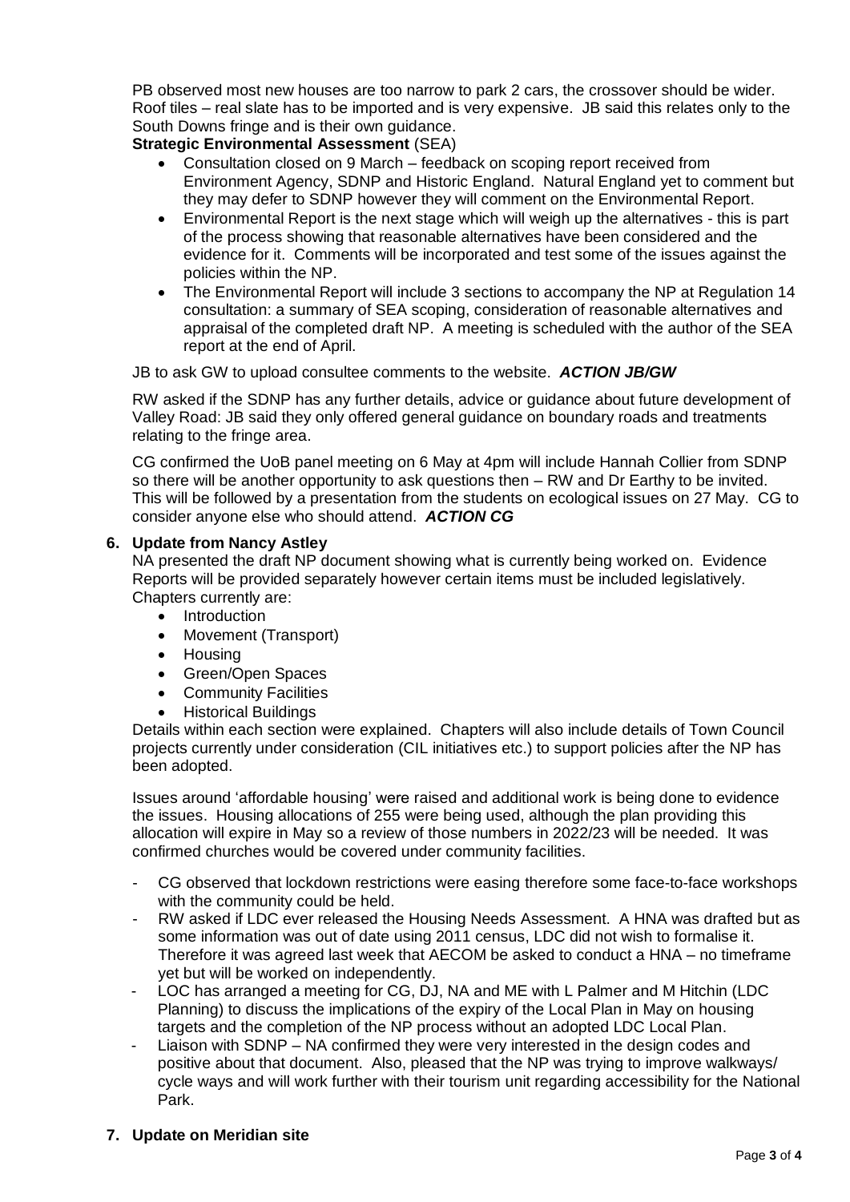PB observed most new houses are too narrow to park 2 cars, the crossover should be wider. Roof tiles – real slate has to be imported and is very expensive. JB said this relates only to the South Downs fringe and is their own guidance.

**Strategic Environmental Assessment** (SEA)

- Consultation closed on 9 March – feedback on scoping report received from Environment Agency, SDNP and Historic England. Natural England yet to comment but they may defer to SDNP however they will comment on the Environmental Report.
- Environmental Report is the next stage which will weigh up the alternatives - this is part of the process showing that reasonable alternatives have been considered and the evidence for it. Comments will be incorporated and test some of the issues against the policies within the NP.
- The Environmental Report will include 3 sections to accompany the NP at Regulation 14 consultation: a summary of SEA scoping, consideration of reasonable alternatives and appraisal of the completed draft NP. A meeting is scheduled with the author of the SEA report at the end of April.

JB to ask GW to upload consultee comments to the website. ***ACTION JB/GW***

RW asked if the SDNP has any further details, advice or guidance about future development of Valley Road: JB said they only offered general guidance on boundary roads and treatments relating to the fringe area.

CG confirmed the UoB panel meeting on 6 May at 4pm will include Hannah Collier from SDNP so there will be another opportunity to ask questions then – RW and Dr Earthy to be invited. This will be followed by a presentation from the students on ecological issues on 27 May. CG to consider anyone else who should attend. ***ACTION CG***

**6. Update from Nancy Astley**

NA presented the draft NP document showing what is currently being worked on. Evidence Reports will be provided separately however certain items must be included legislatively. Chapters currently are:

- Introduction
- Movement (Transport)
- Housing
- Green/Open Spaces
- Community Facilities
- Historical Buildings

Details within each section were explained. Chapters will also include details of Town Council projects currently under consideration (CIL initiatives etc.) to support policies after the NP has been adopted.

Issues around 'affordable housing' were raised and additional work is being done to evidence the issues. Housing allocations of 255 were being used, although the plan providing this allocation will expire in May so a review of those numbers in 2022/23 will be needed. It was confirmed churches would be covered under community facilities.

- CG observed that lockdown restrictions were easing therefore some face-to-face workshops with the community could be held.
- RW asked if LDC ever released the Housing Needs Assessment. A HNA was drafted but as some information was out of date using 2011 census, LDC did not wish to formalise it. Therefore it was agreed last week that AECOM be asked to conduct a HNA – no timeframe yet but will be worked on independently.
- LOC has arranged a meeting for CG, DJ, NA and ME with L Palmer and M Hitchin (LDC Planning) to discuss the implications of the expiry of the Local Plan in May on housing targets and the completion of the NP process without an adopted LDC Local Plan.
- Liaison with SDNP – NA confirmed they were very interested in the design codes and positive about that document. Also, pleased that the NP was trying to improve walkways/ cycle ways and will work further with their tourism unit regarding accessibility for the National Park.

**7. Update on Meridian site**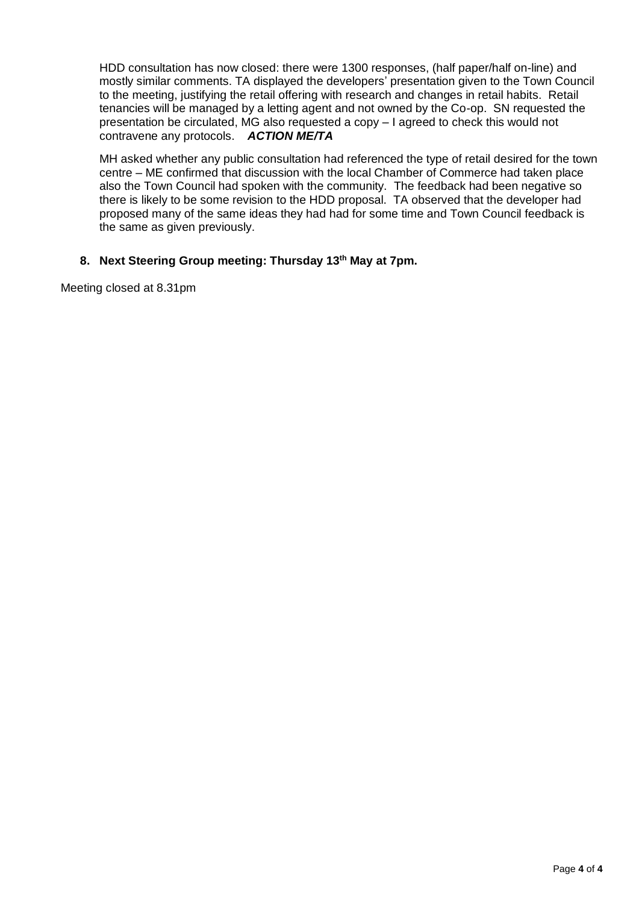HDD consultation has now closed: there were 1300 responses, (half paper/half on-line) and mostly similar comments. TA displayed the developers' presentation given to the Town Council to the meeting, justifying the retail offering with research and changes in retail habits. Retail tenancies will be managed by a letting agent and not owned by the Co-op. SN requested the presentation be circulated, MG also requested a copy – I agreed to check this would not contravene any protocols. ***ACTION ME/TA***

MH asked whether any public consultation had referenced the type of retail desired for the town centre – ME confirmed that discussion with the local Chamber of Commerce had taken place also the Town Council had spoken with the community. The feedback had been negative so there is likely to be some revision to the HDD proposal. TA observed that the developer had proposed many of the same ideas they had had for some time and Town Council feedback is the same as given previously.

**8. Next Steering Group meeting: Thursday 13th May at 7pm.**

Meeting closed at 8.31pm